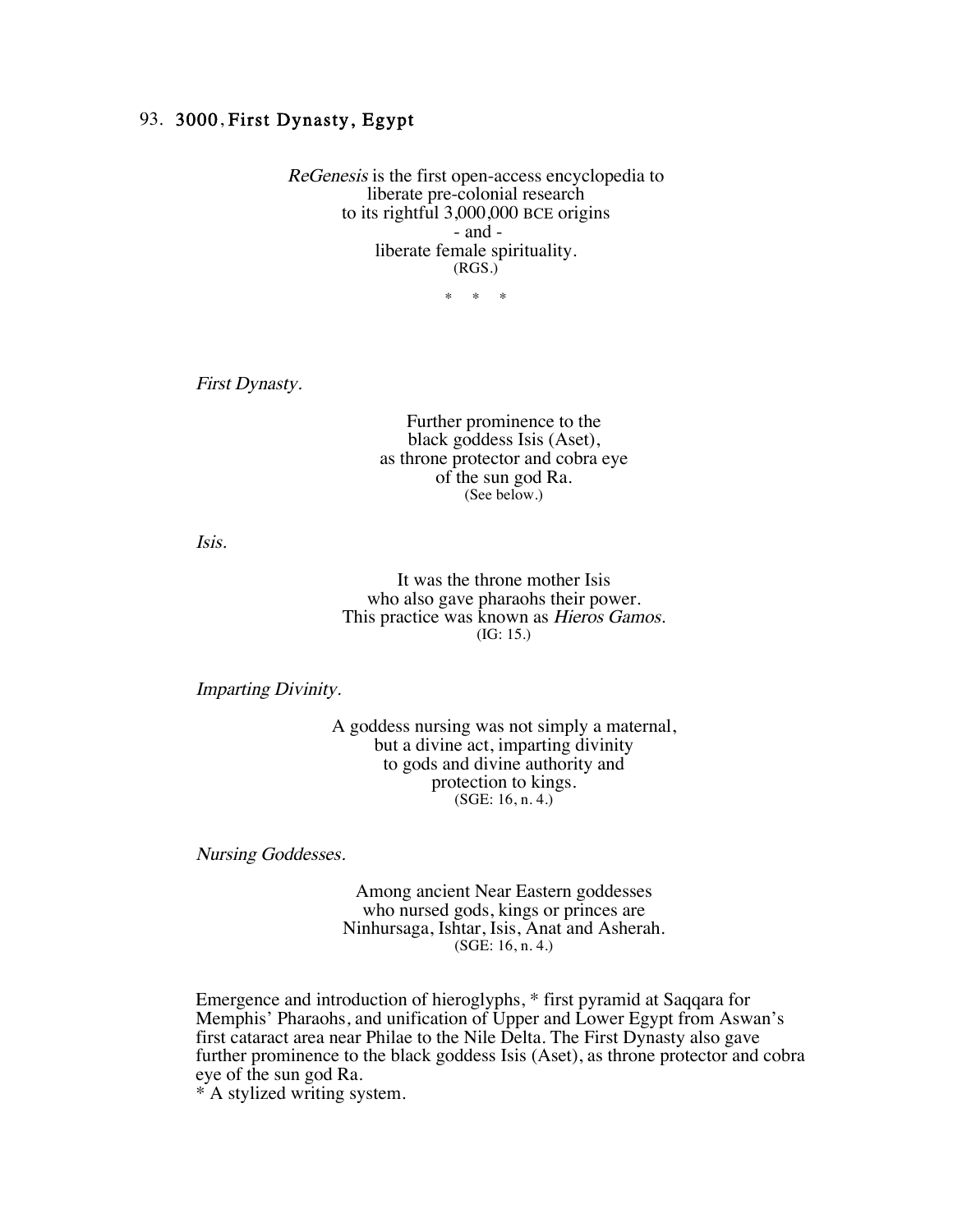## 93. 3000, First Dynasty, Egypt

*ReGenesis* is the first open-access encyclopedia to  
liberate pre-colonial research  
to its rightful 3,000,000 BCE origins  
- and -  
liberate female spirituality.  
(RGS.)

\*  \*  \*

*First Dynasty.*

Further prominence to the  
black goddess Isis (Aset),  
as throne protector and cobra eye  
of the sun god Ra.  
(See below.)

*Isis.*

It was the throne mother Isis  
who also gave pharaohs their power.  
This practice was known as *Hieros Gamos.*  
(IG: 15.)

*Imparting Divinity.*

A goddess nursing was not simply a maternal,  
but a divine act, imparting divinity  
to gods and divine authority and  
protection to kings.  
(SGE: 16, n. 4.)

*Nursing Goddesses.*

Among ancient Near Eastern goddesses  
who nursed gods, kings or princes are  
Ninhursaga, Ishtar, Isis, Anat and Asherah.  
(SGE: 16, n. 4.)

Emergence and introduction of hieroglyphs, * first pyramid at Saqqara for Memphis' Pharaohs, and unification of Upper and Lower Egypt from Aswan's first cataract area near Philae to the Nile Delta. The First Dynasty also gave further prominence to the black goddess Isis (Aset), as throne protector and cobra eye of the sun god Ra.  
\* A stylized writing system.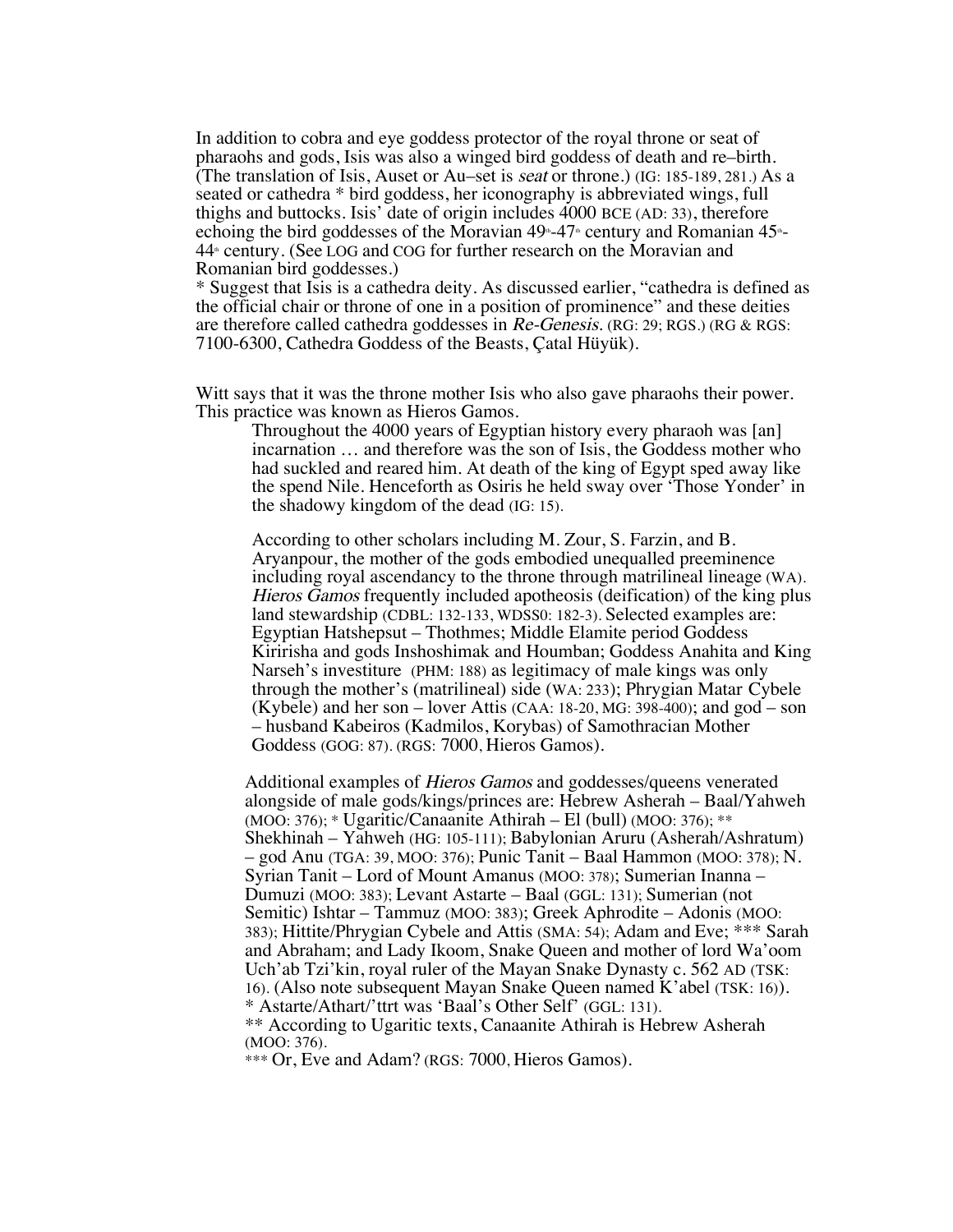In addition to cobra and eye goddess protector of the royal throne or seat of pharaohs and gods, Isis was also a winged bird goddess of death and re–birth. (The translation of Isis, Auset or Au–set is *seat* or throne.) (IG: 185-189, 281.) As a seated or cathedra * bird goddess, her iconography is abbreviated wings, full thighs and buttocks. Isis' date of origin includes 4000 BCE (AD: 33), therefore echoing the bird goddesses of the Moravian 49th-47th century and Romanian 45th-44th century. (See LOG and COG for further research on the Moravian and Romanian bird goddesses.)

* Suggest that Isis is a cathedra deity. As discussed earlier, "cathedra is defined as the official chair or throne of one in a position of prominence" and these deities are therefore called cathedra goddesses in *Re-Genesis*. (RG: 29; RGS.) (RG & RGS: 7100-6300, Cathedra Goddess of the Beasts, Çatal Hüyük).

Witt says that it was the throne mother Isis who also gave pharaohs their power. This practice was known as Hieros Gamos.

> Throughout the 4000 years of Egyptian history every pharaoh was [an] incarnation … and therefore was the son of Isis, the Goddess mother who had suckled and reared him. At death of the king of Egypt sped away like the spend Nile. Henceforth as Osiris he held sway over 'Those Yonder' in the shadowy kingdom of the dead (IG: 15).
>
> According to other scholars including M. Zour, S. Farzin, and B. Aryanpour, the mother of the gods embodied unequalled preeminence including royal ascendancy to the throne through matrilineal lineage (WA). *Hieros Gamos* frequently included apotheosis (deification) of the king plus land stewardship (CDBL: 132-133, WDSS0: 182-3). Selected examples are: Egyptian Hatshepsut – Thothmes; Middle Elamite period Goddess Kiririsha and gods Inshoshimak and Houmban; Goddess Anahita and King Narseh's investiture (PHM: 188) as legitimacy of male kings was only through the mother's (matrilineal) side (WA: 233); Phrygian Matar Cybele (Kybele) and her son – lover Attis (CAA: 18-20, MG: 398-400); and god – son – husband Kabeiros (Kadmilos, Korybas) of Samothracian Mother Goddess (GOG: 87). (RGS: 7000, Hieros Gamos).
>
> Additional examples of *Hieros Gamos* and goddesses/queens venerated alongside of male gods/kings/princes are: Hebrew Asherah – Baal/Yahweh (MOO: 376); * Ugaritic/Canaanite Athirah – El (bull) (MOO: 376); ** Shekhinah – Yahweh (HG: 105-111); Babylonian Aruru (Asherah/Ashratum) – god Anu (TGA: 39, MOO: 376); Punic Tanit – Baal Hammon (MOO: 378); N. Syrian Tanit – Lord of Mount Amanus (MOO: 378); Sumerian Inanna – Dumuzi (MOO: 383); Levant Astarte – Baal (GGL: 131); Sumerian (not Semitic) Ishtar – Tammuz (MOO: 383); Greek Aphrodite – Adonis (MOO: 383); Hittite/Phrygian Cybele and Attis (SMA: 54); Adam and Eve; *** Sarah and Abraham; and Lady Ikoom, Snake Queen and mother of lord Wa'oom Uch'ab Tzi'kin, royal ruler of the Mayan Snake Dynasty c. 562 AD (TSK: 16). (Also note subsequent Mayan Snake Queen named K'abel (TSK: 16)).
>
> * Astarte/Athart/'ttrt was 'Baal's Other Self' (GGL: 131).
>
> ** According to Ugaritic texts, Canaanite Athirah is Hebrew Asherah (MOO: 376).
>
> *** Or, Eve and Adam? (RGS: 7000, Hieros Gamos).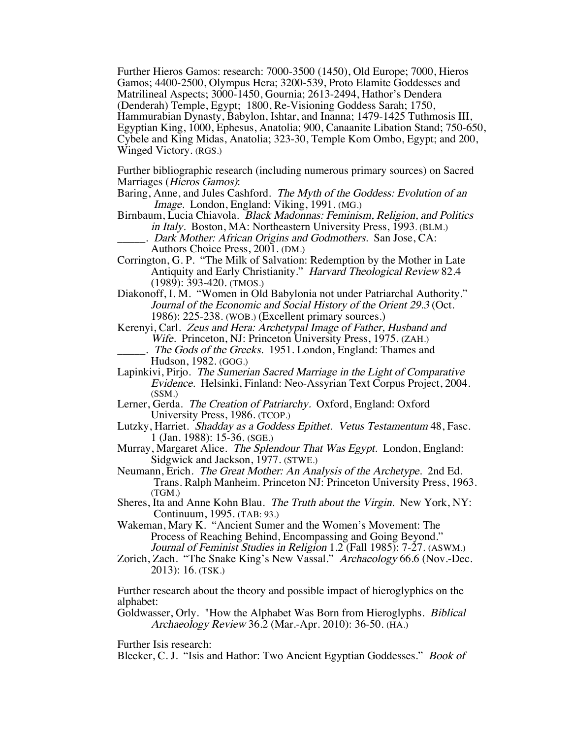Further Hieros Gamos: research: 7000-3500 (1450), Old Europe; 7000, Hieros Gamos; 4400-2500, Olympus Hera; 3200-539, Proto Elamite Goddesses and Matrilineal Aspects; 3000-1450, Gournia; 2613-2494, Hathor's Dendera (Denderah) Temple, Egypt; 1800, Re-Visioning Goddess Sarah; 1750, Hammurabian Dynasty, Babylon, Ishtar, and Inanna; 1479-1425 Tuthmosis III, Egyptian King, 1000, Ephesus, Anatolia; 900, Canaanite Libation Stand; 750-650, Cybele and King Midas, Anatolia; 323-30, Temple Kom Ombo, Egypt; and 200, Winged Victory. (RGS.)

Further bibliographic research (including numerous primary sources) on Sacred Marriages (*Hieros Gamos)*:

Baring, Anne, and Jules Cashford. *The Myth of the Goddess: Evolution of an Image.* London, England: Viking, 1991. (MG.)

Birnbaum, Lucia Chiavola. *Black Madonnas: Feminism, Religion, and Politics in Italy.* Boston, MA: Northeastern University Press, 1993. (BLM.)

_____. *Dark Mother: African Origins and Godmothers.* San Jose, CA: Authors Choice Press, 2001. (DM.)

Corrington, G. P. "The Milk of Salvation: Redemption by the Mother in Late Antiquity and Early Christianity." *Harvard Theological Review* 82.4 (1989): 393-420. (TMOS.)

Diakonoff, I. M. "Women in Old Babylonia not under Patriarchal Authority." *Journal of the Economic and Social History of the Orient 29.3* (Oct. 1986): 225-238. (WOB.) (Excellent primary sources.)

Kerenyi, Carl. *Zeus and Hera: Archetypal Image of Father, Husband and Wife.* Princeton, NJ: Princeton University Press, 1975. (ZAH.)

_____. *The Gods of the Greeks.* 1951. London, England: Thames and Hudson, 1982. (GOG.)

Lapinkivi, Pirjo. *The Sumerian Sacred Marriage in the Light of Comparative Evidence.* Helsinki, Finland: Neo-Assyrian Text Corpus Project, 2004. (SSM.)

Lerner, Gerda. *The Creation of Patriarchy.* Oxford, England: Oxford University Press, 1986. (TCOP.)

Lutzky, Harriet. *Shadday as a Goddess Epithet. Vetus Testamentum* 48, Fasc. 1 (Jan. 1988): 15-36. (SGE.)

Murray, Margaret Alice. *The Splendour That Was Egypt.* London, England: Sidgwick and Jackson, 1977. (STWE.)

Neumann, Erich. *The Great Mother: An Analysis of the Archetype.* 2nd Ed. Trans. Ralph Manheim. Princeton NJ: Princeton University Press, 1963. (TGM.)

Sheres, Ita and Anne Kohn Blau. *The Truth about the Virgin.* New York, NY: Continuum, 1995. (TAB: 93.)

Wakeman, Mary K. "Ancient Sumer and the Women's Movement: The Process of Reaching Behind, Encompassing and Going Beyond." *Journal of Feminist Studies in Religion* 1.2 (Fall 1985): 7-27. (ASWM.)

Zorich, Zach. "The Snake King's New Vassal." *Archaeology* 66.6 (Nov.-Dec. 2013): 16. (TSK.)

Further research about the theory and possible impact of hieroglyphics on the alphabet:

Goldwasser, Orly. "How the Alphabet Was Born from Hieroglyphs. *Biblical Archaeology Review* 36.2 (Mar.-Apr. 2010): 36-50. (HA.)

Further Isis research:

Bleeker, C. J. "Isis and Hathor: Two Ancient Egyptian Goddesses." *Book of*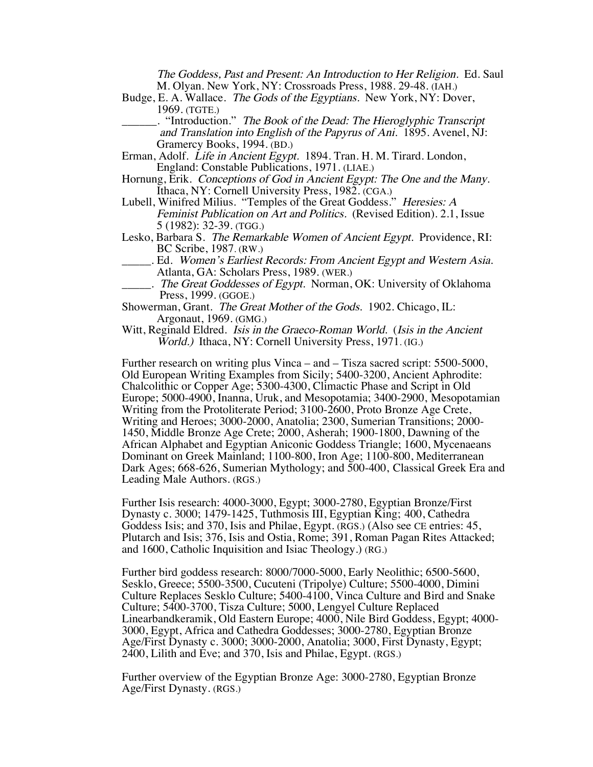*The Goddess, Past and Present: An Introduction to Her Religion.* Ed. Saul M. Olyan. New York, NY: Crossroads Press, 1988. 29-48. (IAH.)

Budge, E. A. Wallace. *The Gods of the Egyptians.* New York, NY: Dover, 1969. (TGTE.)

______. "Introduction." *The Book of the Dead: The Hieroglyphic Transcript and Translation into English of the Papyrus of Ani.* 1895. Avenel, NJ: Gramercy Books, 1994. (BD.)

Erman, Adolf. *Life in Ancient Egypt.* 1894. Tran. H. M. Tirard. London, England: Constable Publications, 1971. (LIAE.)

Hornung, Erik. *Conceptions of God in Ancient Egypt: The One and the Many.* Ithaca, NY: Cornell University Press, 1982. (CGA.)

Lubell, Winifred Milius. "Temples of the Great Goddess." *Heresies: A Feminist Publication on Art and Politics.* (Revised Edition). 2.1, Issue 5 (1982): 32-39. (TGG.)

Lesko, Barbara S. *The Remarkable Women of Ancient Egypt.* Providence, RI: BC Scribe, 1987. (RW.)

_____. Ed. *Women's Earliest Records: From Ancient Egypt and Western Asia.* Atlanta, GA: Scholars Press, 1989. (WER.)

_____. *The Great Goddesses of Egypt.* Norman, OK: University of Oklahoma Press, 1999. (GGOE.)

Showerman, Grant. *The Great Mother of the Gods.* 1902. Chicago, IL: Argonaut, 1969. (GMG.)

Witt, Reginald Eldred. *Isis in the Graeco-Roman World.* (*Isis in the Ancient World.*) Ithaca, NY: Cornell University Press, 1971. (IG.)

Further research on writing plus Vinca – and – Tisza sacred script: 5500-5000, Old European Writing Examples from Sicily; 5400-3200, Ancient Aphrodite: Chalcolithic or Copper Age; 5300-4300, Climactic Phase and Script in Old Europe; 5000-4900, Inanna, Uruk, and Mesopotamia; 3400-2900, Mesopotamian Writing from the Protoliterate Period; 3100-2600, Proto Bronze Age Crete, Writing and Heroes; 3000-2000, Anatolia; 2300, Sumerian Transitions; 2000-1450, Middle Bronze Age Crete; 2000, Asherah; 1900-1800, Dawning of the African Alphabet and Egyptian Aniconic Goddess Triangle; 1600, Mycenaeans Dominant on Greek Mainland; 1100-800, Iron Age; 1100-800, Mediterranean Dark Ages; 668-626, Sumerian Mythology; and 500-400, Classical Greek Era and Leading Male Authors. (RGS.)

Further Isis research: 4000-3000, Egypt; 3000-2780, Egyptian Bronze/First Dynasty c. 3000; 1479-1425, Tuthmosis III, Egyptian King; 400, Cathedra Goddess Isis; and 370, Isis and Philae, Egypt. (RGS.) (Also see CE entries: 45, Plutarch and Isis; 376, Isis and Ostia, Rome; 391, Roman Pagan Rites Attacked; and 1600, Catholic Inquisition and Isiac Theology.) (RG.)

Further bird goddess research: 8000/7000-5000, Early Neolithic; 6500-5600, Sesklo, Greece; 5500-3500, Cucuteni (Tripolye) Culture; 5500-4000, Dimini Culture Replaces Sesklo Culture; 5400-4100, Vinca Culture and Bird and Snake Culture; 5400-3700, Tisza Culture; 5000, Lengyel Culture Replaced Linearbandkeramik, Old Eastern Europe; 4000, Nile Bird Goddess, Egypt; 4000-3000, Egypt, Africa and Cathedra Goddesses; 3000-2780, Egyptian Bronze Age/First Dynasty c. 3000; 3000-2000, Anatolia; 3000, First Dynasty, Egypt; 2400, Lilith and Eve; and 370, Isis and Philae, Egypt. (RGS.)

Further overview of the Egyptian Bronze Age: 3000-2780, Egyptian Bronze Age/First Dynasty. (RGS.)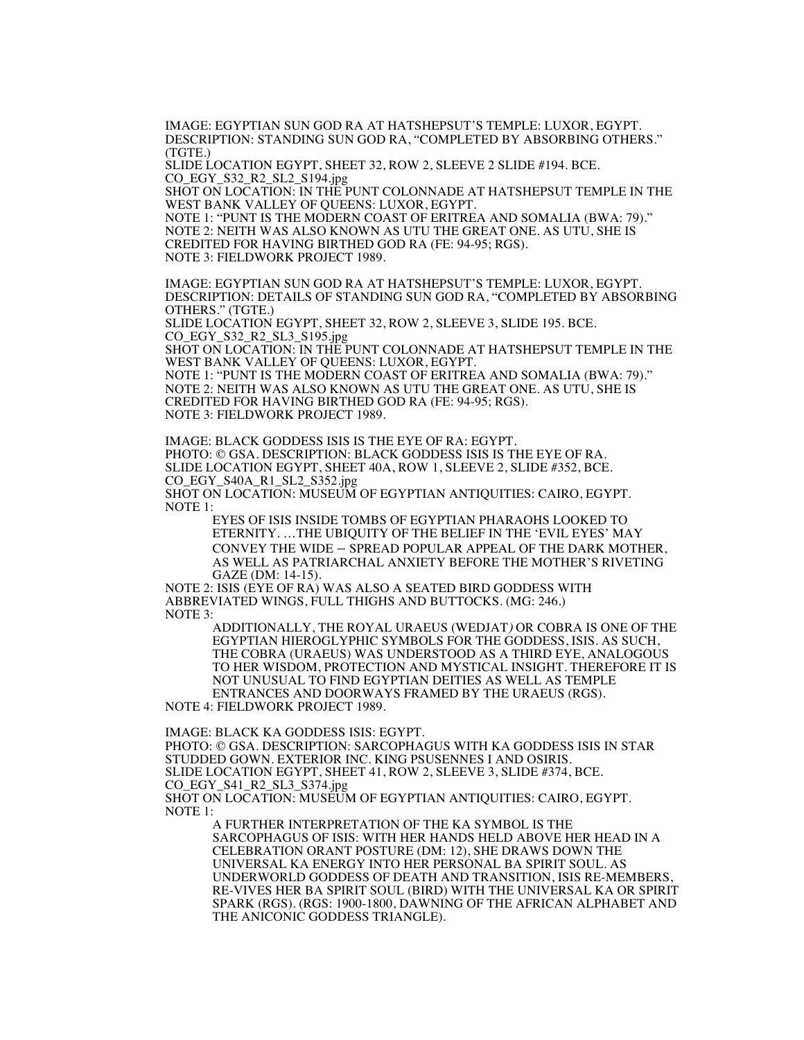IMAGE: EGYPTIAN SUN GOD RA AT HATSHEPSUT'S TEMPLE: LUXOR, EGYPT.
DESCRIPTION: STANDING SUN GOD RA, "COMPLETED BY ABSORBING OTHERS." (TGTE.)
SLIDE LOCATION EGYPT, SHEET 32, ROW 2, SLEEVE 2 SLIDE #194. BCE.
CO_EGY_S32_R2_SL2_S194.jpg
SHOT ON LOCATION: IN THE PUNT COLONNADE AT HATSHEPSUT TEMPLE IN THE WEST BANK VALLEY OF QUEENS: LUXOR, EGYPT.
NOTE 1: "PUNT IS THE MODERN COAST OF ERITREA AND SOMALIA (BWA: 79)."
NOTE 2: NEITH WAS ALSO KNOWN AS UTU THE GREAT ONE. AS UTU, SHE IS CREDITED FOR HAVING BIRTHED GOD RA (FE: 94-95; RGS).
NOTE 3: FIELDWORK PROJECT 1989.

IMAGE: EGYPTIAN SUN GOD RA AT HATSHEPSUT'S TEMPLE: LUXOR, EGYPT.
DESCRIPTION: DETAILS OF STANDING SUN GOD RA, "COMPLETED BY ABSORBING OTHERS." (TGTE.)
SLIDE LOCATION EGYPT, SHEET 32, ROW 2, SLEEVE 3, SLIDE 195. BCE.
CO_EGY_S32_R2_SL3_S195.jpg
SHOT ON LOCATION: IN THE PUNT COLONNADE AT HATSHEPSUT TEMPLE IN THE WEST BANK VALLEY OF QUEENS: LUXOR, EGYPT.
NOTE 1: "PUNT IS THE MODERN COAST OF ERITREA AND SOMALIA (BWA: 79)."
NOTE 2: NEITH WAS ALSO KNOWN AS UTU THE GREAT ONE. AS UTU, SHE IS CREDITED FOR HAVING BIRTHED GOD RA (FE: 94-95; RGS).
NOTE 3: FIELDWORK PROJECT 1989.

IMAGE: BLACK GODDESS ISIS IS THE EYE OF RA: EGYPT.
PHOTO: © GSA. DESCRIPTION: BLACK GODDESS ISIS IS THE EYE OF RA.
SLIDE LOCATION EGYPT, SHEET 40A, ROW 1, SLEEVE 2, SLIDE #352, BCE.
CO_EGY_S40A_R1_SL2_S352.jpg
SHOT ON LOCATION: MUSEUM OF EGYPTIAN ANTIQUITIES: CAIRO, EGYPT.
NOTE 1:

> EYES OF ISIS INSIDE TOMBS OF EGYPTIAN PHARAOHS LOOKED TO ETERNITY. …THE UBIQUITY OF THE BELIEF IN THE 'EVIL EYES' MAY CONVEY THE WIDE – SPREAD POPULAR APPEAL OF THE DARK MOTHER, AS WELL AS PATRIARCHAL ANXIETY BEFORE THE MOTHER'S RIVETING GAZE (DM: 14-15).

NOTE 2: ISIS (EYE OF RA) WAS ALSO A SEATED BIRD GODDESS WITH ABBREVIATED WINGS, FULL THIGHS AND BUTTOCKS. (MG: 246.)
NOTE 3:

> ADDITIONALLY, THE ROYAL URAEUS (WEDJAT*)* OR COBRA IS ONE OF THE EGYPTIAN HIEROGLYPHIC SYMBOLS FOR THE GODDESS, ISIS. AS SUCH, THE COBRA (URAEUS) WAS UNDERSTOOD AS A THIRD EYE, ANALOGOUS TO HER WISDOM, PROTECTION AND MYSTICAL INSIGHT. THEREFORE IT IS NOT UNUSUAL TO FIND EGYPTIAN DEITIES AS WELL AS TEMPLE ENTRANCES AND DOORWAYS FRAMED BY THE URAEUS (RGS).

NOTE 4: FIELDWORK PROJECT 1989.

IMAGE: BLACK KA GODDESS ISIS: EGYPT.
PHOTO: © GSA. DESCRIPTION: SARCOPHAGUS WITH KA GODDESS ISIS IN STAR STUDDED GOWN. EXTERIOR INC. KING PSUSENNES I AND OSIRIS.
SLIDE LOCATION EGYPT, SHEET 41, ROW 2, SLEEVE 3, SLIDE #374, BCE.
CO_EGY_S41_R2_SL3_S374.jpg
SHOT ON LOCATION: MUSEUM OF EGYPTIAN ANTIQUITIES: CAIRO, EGYPT.
NOTE 1:

> A FURTHER INTERPRETATION OF THE KA SYMBOL IS THE SARCOPHAGUS OF ISIS: WITH HER HANDS HELD ABOVE HER HEAD IN A CELEBRATION ORANT POSTURE (DM: 12), SHE DRAWS DOWN THE UNIVERSAL KA ENERGY INTO HER PERSONAL BA SPIRIT SOUL. AS UNDERWORLD GODDESS OF DEATH AND TRANSITION, ISIS RE-MEMBERS, RE-VIVES HER BA SPIRIT SOUL (BIRD) WITH THE UNIVERSAL KA OR SPIRIT SPARK (RGS). (RGS: 1900-1800, DAWNING OF THE AFRICAN ALPHABET AND THE ANICONIC GODDESS TRIANGLE).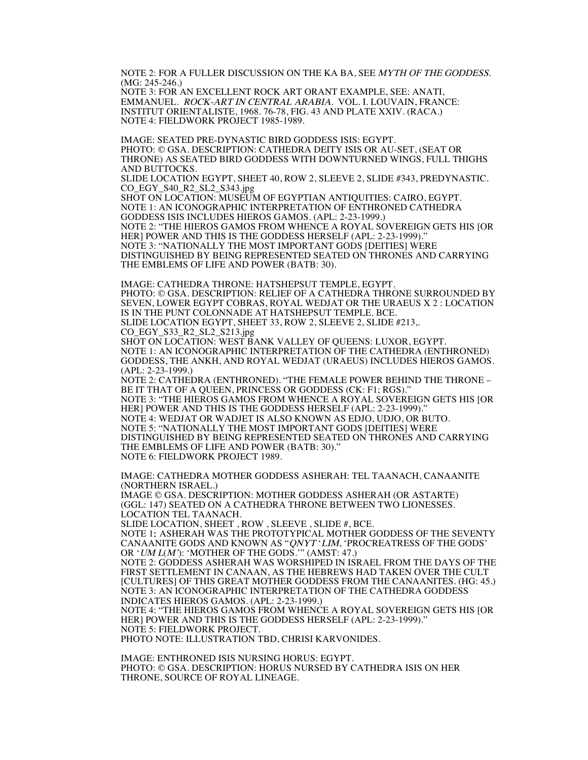NOTE 2: FOR A FULLER DISCUSSION ON THE KA BA, SEE *MYTH OF THE GODDESS*. (MG: 245-246.)
NOTE 3: FOR AN EXCELLENT ROCK ART ORANT EXAMPLE, SEE: ANATI, EMMANUEL. *ROCK-ART IN CENTRAL ARABIA*. VOL. I. LOUVAIN, FRANCE: INSTITUT ORIENTALISTE, 1968. 76-78, FIG. 43 AND PLATE XXIV. (RACA.)
NOTE 4: FIELDWORK PROJECT 1985-1989.

IMAGE: SEATED PRE-DYNASTIC BIRD GODDESS ISIS: EGYPT.
PHOTO: © GSA. DESCRIPTION: CATHEDRA DEITY ISIS OR AU-SET, (SEAT OR THRONE) AS SEATED BIRD GODDESS WITH DOWNTURNED WINGS, FULL THIGHS AND BUTTOCKS.
SLIDE LOCATION EGYPT, SHEET 40, ROW 2, SLEEVE 2, SLIDE #343, PREDYNASTIC.
CO_EGY_S40_R2_SL2_S343.jpg
SHOT ON LOCATION: MUSEUM OF EGYPTIAN ANTIQUITIES: CAIRO, EGYPT.
NOTE 1: AN ICONOGRAPHIC INTERPRETATION OF ENTHRONED CATHEDRA GODDESS ISIS INCLUDES HIEROS GAMOS. (APL: 2-23-1999.)
NOTE 2: "THE HIEROS GAMOS FROM WHENCE A ROYAL SOVEREIGN GETS HIS [OR HER] POWER AND THIS IS THE GODDESS HERSELF (APL: 2-23-1999)."
NOTE 3: "NATIONALLY THE MOST IMPORTANT GODS [DEITIES] WERE DISTINGUISHED BY BEING REPRESENTED SEATED ON THRONES AND CARRYING THE EMBLEMS OF LIFE AND POWER (BATB: 30).

IMAGE: CATHEDRA THRONE: HATSHEPSUT TEMPLE, EGYPT.
PHOTO: © GSA. DESCRIPTION: RELIEF OF A CATHEDRA THRONE SURROUNDED BY SEVEN, LOWER EGYPT COBRAS, ROYAL WEDJAT OR THE URAEUS X 2 : LOCATION IS IN THE PUNT COLONNADE AT HATSHEPSUT TEMPLE. BCE.
SLIDE LOCATION EGYPT, SHEET 33, ROW 2, SLEEVE 2, SLIDE #213,.
CO_EGY_S33_R2_SL2_S213.jpg
SHOT ON LOCATION: WEST BANK VALLEY OF QUEENS: LUXOR, EGYPT.
NOTE 1: AN ICONOGRAPHIC INTERPRETATION OF THE CATHEDRA (ENTHRONED) GODDESS, THE ANKH, AND ROYAL WEDJAT (URAEUS) INCLUDES HIEROS GAMOS. (APL: 2-23-1999.)
NOTE 2: CATHEDRA (ENTHRONED). "THE FEMALE POWER BEHIND THE THRONE – BE IT THAT OF A QUEEN, PRINCESS OR GODDESS (CK: F1; RGS)."
NOTE 3: "THE HIEROS GAMOS FROM WHENCE A ROYAL SOVEREIGN GETS HIS [OR HER] POWER AND THIS IS THE GODDESS HERSELF (APL: 2-23-1999)."
NOTE 4: WEDJAT OR WADJET IS ALSO KNOWN AS EDJO, UDJO, OR BUTO.
NOTE 5: "NATIONALLY THE MOST IMPORTANT GODS [DEITIES] WERE DISTINGUISHED BY BEING REPRESENTED SEATED ON THRONES AND CARRYING THE EMBLEMS OF LIFE AND POWER (BATB: 30)."
NOTE 6: FIELDWORK PROJECT 1989.

IMAGE: CATHEDRA MOTHER GODDESS ASHERAH: TEL TAANACH, CANAANITE (NORTHERN ISRAEL.)
IMAGE © GSA. DESCRIPTION: MOTHER GODDESS ASHERAH (OR ASTARTE) (GGL: 147) SEATED ON A CATHEDRA THRONE BETWEEN TWO LIONESSES. LOCATION TEL TAANACH.
SLIDE LOCATION, SHEET , ROW , SLEEVE , SLIDE #, BCE.
NOTE 1: ASHERAH WAS THE PROTOTYPICAL MOTHER GODDESS OF THE SEVENTY CANAANITE GODS AND KNOWN AS "*QNYT 'LIM*, 'PROCREATRESS OF THE GODS' OR '*UM L(M')*: 'MOTHER OF THE GODS.'" (AMST: 47.)
NOTE 2: GODDESS ASHERAH WAS WORSHIPED IN ISRAEL FROM THE DAYS OF THE FIRST SETTLEMENT IN CANAAN, AS THE HEBREWS HAD TAKEN OVER THE CULT [CULTURES] OF THIS GREAT MOTHER GODDESS FROM THE CANAANITES. (HG: 45.)
NOTE 3: AN ICONOGRAPHIC INTERPRETATION OF THE CATHEDRA GODDESS INDICATES HIEROS GAMOS. (APL: 2-23-1999.)
NOTE 4: "THE HIEROS GAMOS FROM WHENCE A ROYAL SOVEREIGN GETS HIS [OR HER] POWER AND THIS IS THE GODDESS HERSELF (APL: 2-23-1999)."
NOTE 5: FIELDWORK PROJECT.
PHOTO NOTE: ILLUSTRATION TBD, CHRISI KARVONIDES.

IMAGE: ENTHRONED ISIS NURSING HORUS: EGYPT.
PHOTO: © GSA. DESCRIPTION: HORUS NURSED BY CATHEDRA ISIS ON HER THRONE, SOURCE OF ROYAL LINEAGE.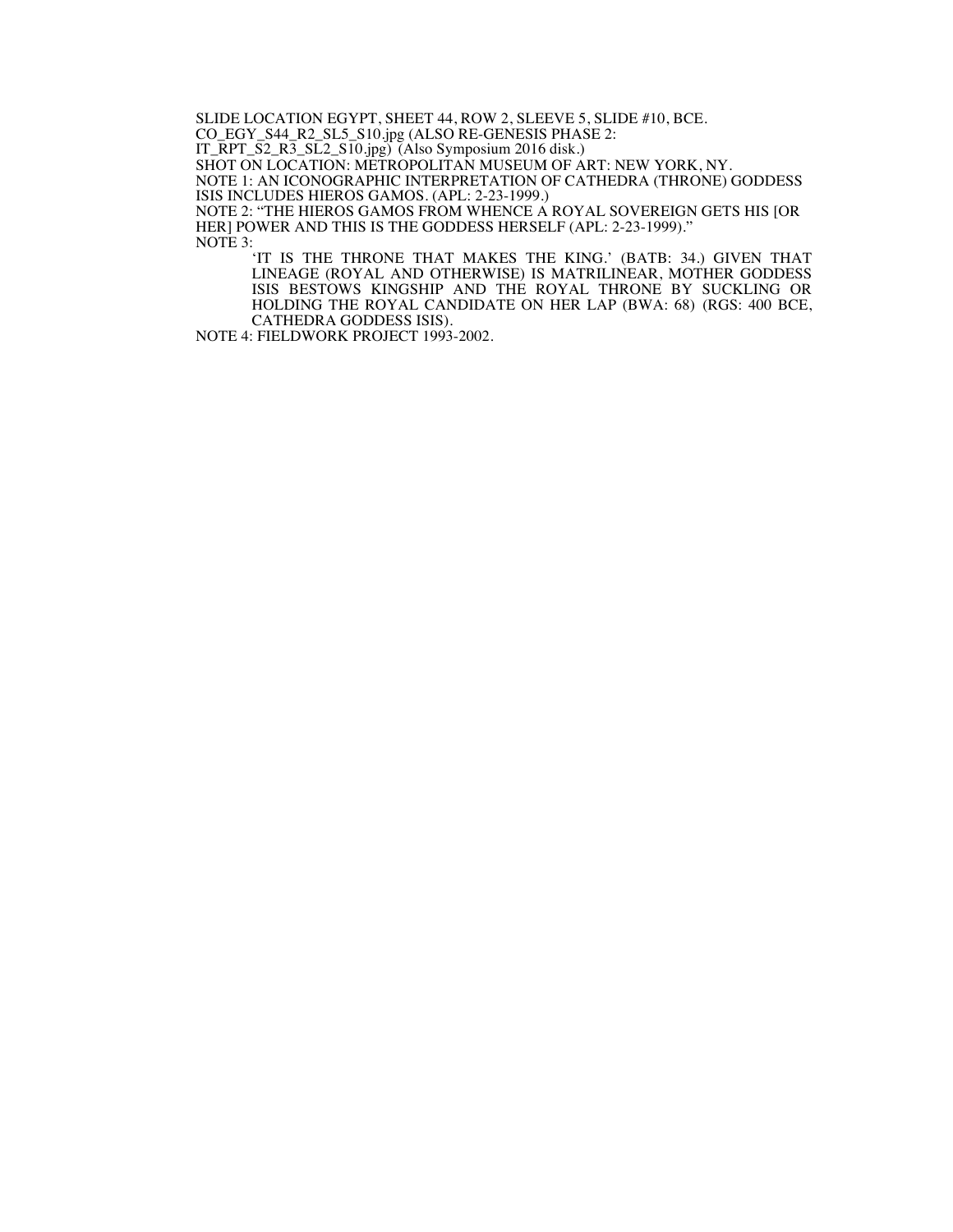SLIDE LOCATION EGYPT, SHEET 44, ROW 2, SLEEVE 5, SLIDE #10, BCE.
CO_EGY_S44_R2_SL5_S10.jpg (ALSO RE-GENESIS PHASE 2:
IT_RPT_S2_R3_SL2_S10.jpg) (Also Symposium 2016 disk.)
SHOT ON LOCATION: METROPOLITAN MUSEUM OF ART: NEW YORK, NY.
NOTE 1: AN ICONOGRAPHIC INTERPRETATION OF CATHEDRA (THRONE) GODDESS ISIS INCLUDES HIEROS GAMOS. (APL: 2-23-1999.)
NOTE 2: "THE HIEROS GAMOS FROM WHENCE A ROYAL SOVEREIGN GETS HIS [OR HER] POWER AND THIS IS THE GODDESS HERSELF (APL: 2-23-1999)."
NOTE 3:

> 'IT IS THE THRONE THAT MAKES THE KING.' (BATB: 34.) GIVEN THAT LINEAGE (ROYAL AND OTHERWISE) IS MATRILINEAR, MOTHER GODDESS ISIS BESTOWS KINGSHIP AND THE ROYAL THRONE BY SUCKLING OR HOLDING THE ROYAL CANDIDATE ON HER LAP (BWA: 68) (RGS: 400 BCE, CATHEDRA GODDESS ISIS).

NOTE 4: FIELDWORK PROJECT 1993-2002.